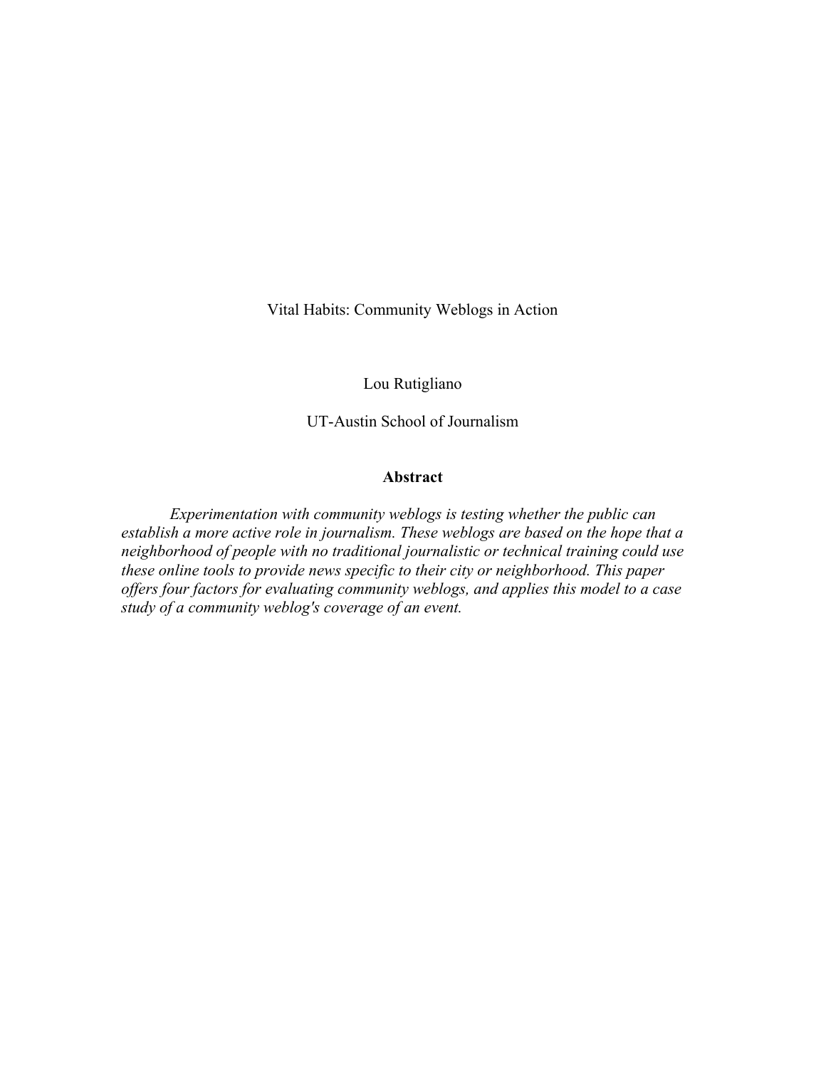# Vital Habits: Community Weblogs in Action

Lou Rutigliano

UT-Austin School of Journalism

## Abstract

*Experimentation with community weblogs is testing whether the public can establish a more active role in journalism. These weblogs are based on the hope that a neighborhood of people with no traditional journalistic or technical training could use these online tools to provide news specific to their city or neighborhood. This paper offers four factors for evaluating community weblogs, and applies this model to a case study of a community weblog's coverage of an event.*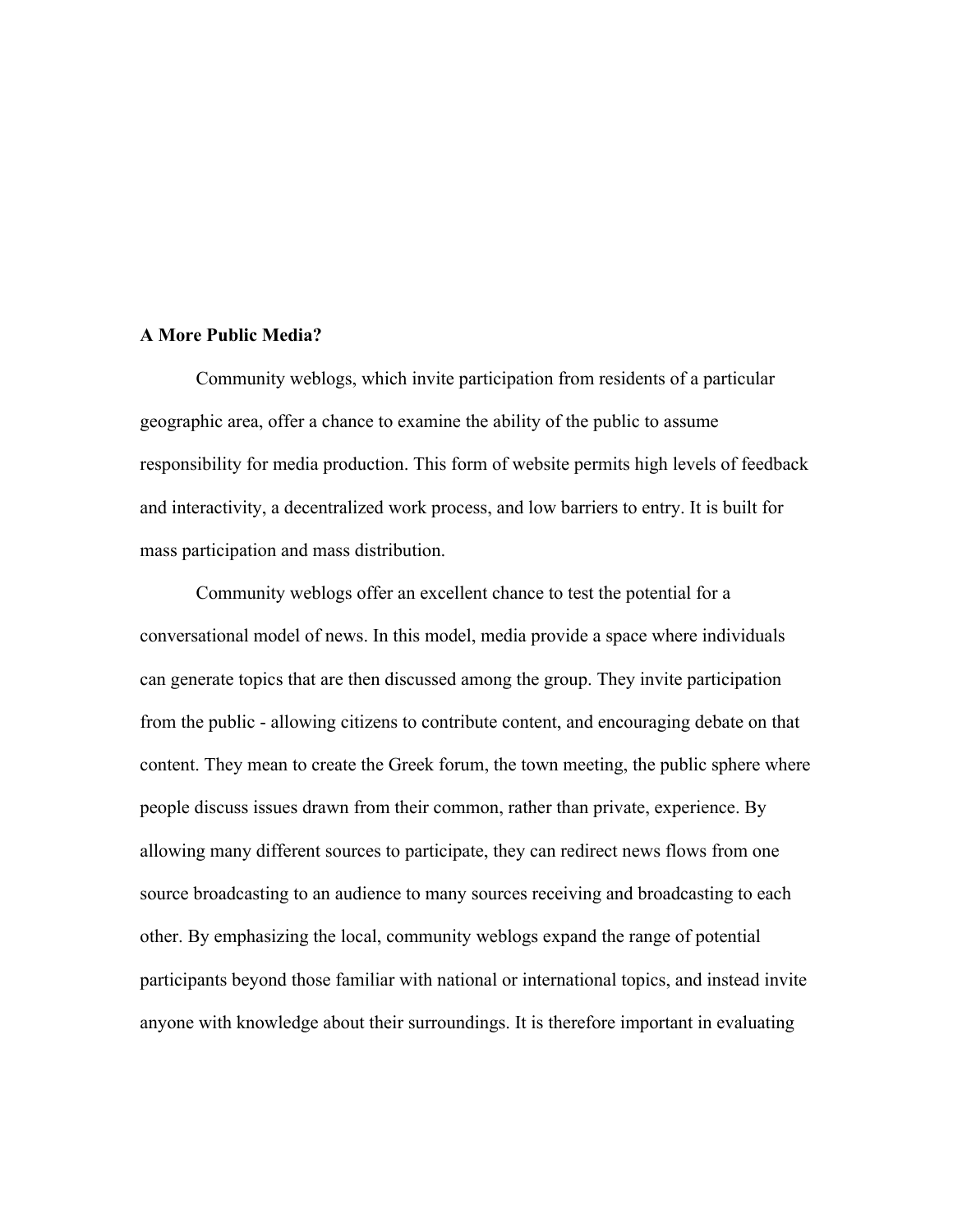**A More Public Media?**

Community weblogs, which invite participation from residents of a particular geographic area, offer a chance to examine the ability of the public to assume responsibility for media production. This form of website permits high levels of feedback and interactivity, a decentralized work process, and low barriers to entry. It is built for mass participation and mass distribution.

Community weblogs offer an excellent chance to test the potential for a conversational model of news. In this model, media provide a space where individuals can generate topics that are then discussed among the group. They invite participation from the public - allowing citizens to contribute content, and encouraging debate on that content. They mean to create the Greek forum, the town meeting, the public sphere where people discuss issues drawn from their common, rather than private, experience. By allowing many different sources to participate, they can redirect news flows from one source broadcasting to an audience to many sources receiving and broadcasting to each other. By emphasizing the local, community weblogs expand the range of potential participants beyond those familiar with national or international topics, and instead invite anyone with knowledge about their surroundings. It is therefore important in evaluating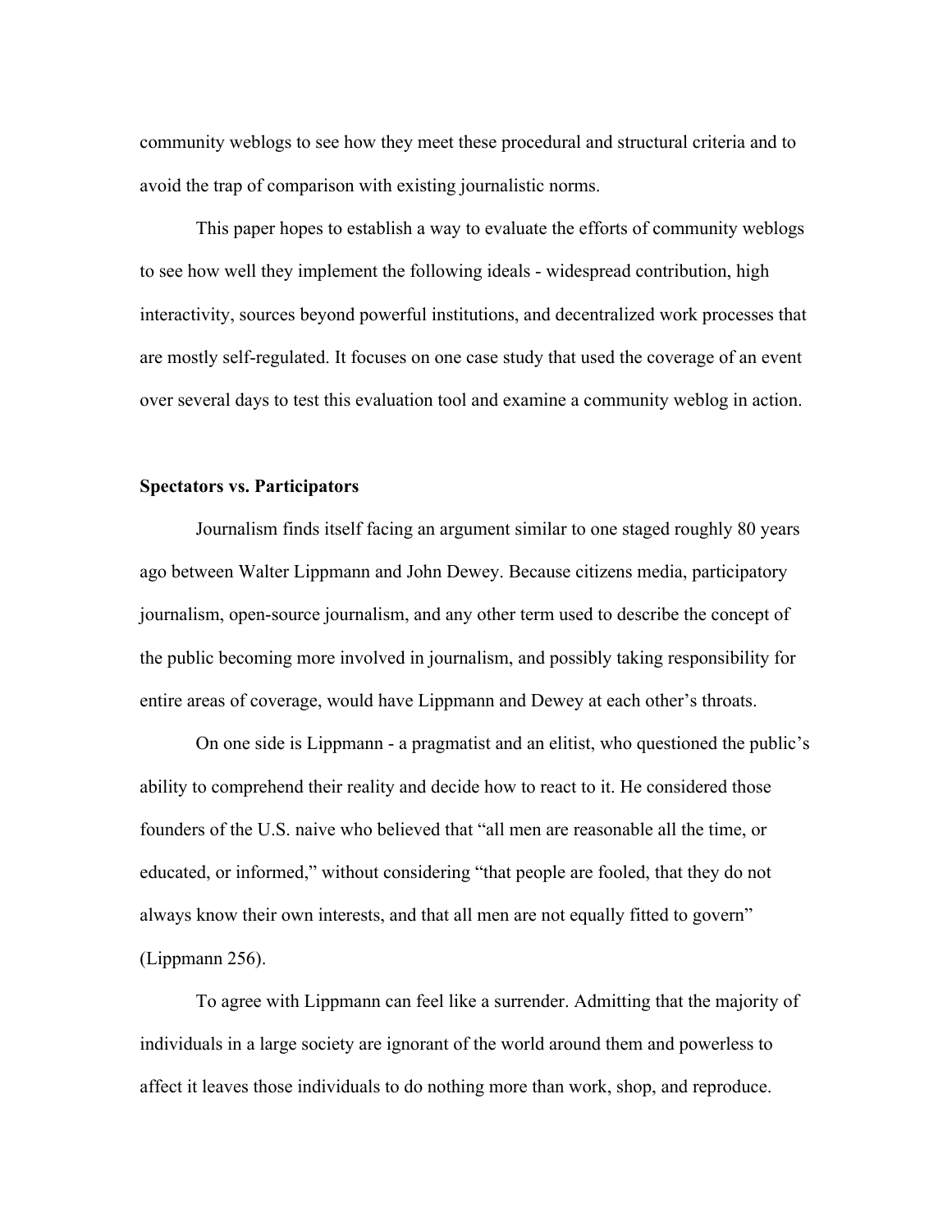community weblogs to see how they meet these procedural and structural criteria and to avoid the trap of comparison with existing journalistic norms.

This paper hopes to establish a way to evaluate the efforts of community weblogs to see how well they implement the following ideals - widespread contribution, high interactivity, sources beyond powerful institutions, and decentralized work processes that are mostly self-regulated. It focuses on one case study that used the coverage of an event over several days to test this evaluation tool and examine a community weblog in action.

**Spectators vs. Participators**

Journalism finds itself facing an argument similar to one staged roughly 80 years ago between Walter Lippmann and John Dewey. Because citizens media, participatory journalism, open-source journalism, and any other term used to describe the concept of the public becoming more involved in journalism, and possibly taking responsibility for entire areas of coverage, would have Lippmann and Dewey at each other's throats.

On one side is Lippmann - a pragmatist and an elitist, who questioned the public's ability to comprehend their reality and decide how to react to it. He considered those founders of the U.S. naive who believed that "all men are reasonable all the time, or educated, or informed," without considering "that people are fooled, that they do not always know their own interests, and that all men are not equally fitted to govern" (Lippmann 256).

To agree with Lippmann can feel like a surrender. Admitting that the majority of individuals in a large society are ignorant of the world around them and powerless to affect it leaves those individuals to do nothing more than work, shop, and reproduce.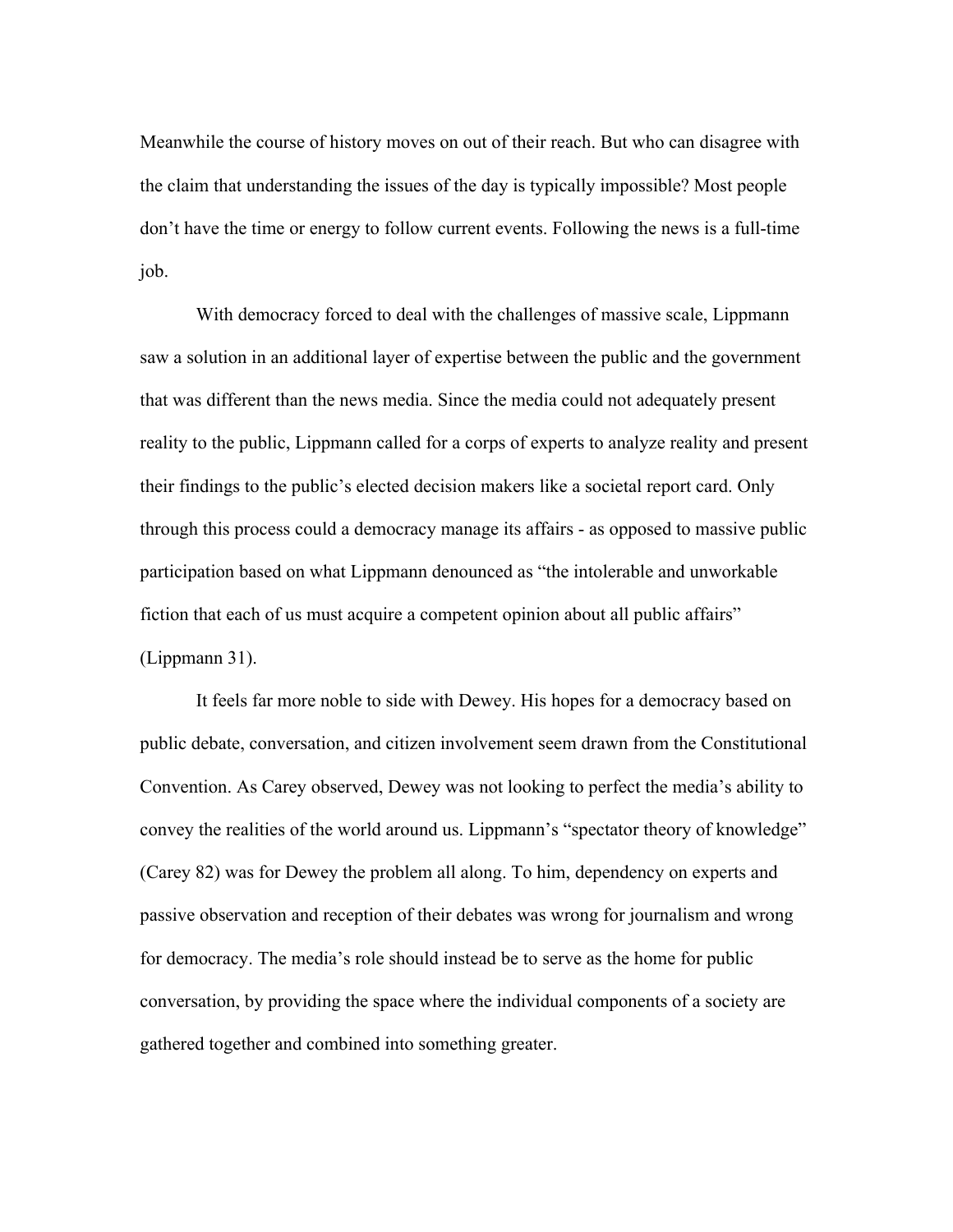Meanwhile the course of history moves on out of their reach. But who can disagree with the claim that understanding the issues of the day is typically impossible? Most people don't have the time or energy to follow current events. Following the news is a full-time job.

With democracy forced to deal with the challenges of massive scale, Lippmann saw a solution in an additional layer of expertise between the public and the government that was different than the news media. Since the media could not adequately present reality to the public, Lippmann called for a corps of experts to analyze reality and present their findings to the public's elected decision makers like a societal report card. Only through this process could a democracy manage its affairs - as opposed to massive public participation based on what Lippmann denounced as "the intolerable and unworkable fiction that each of us must acquire a competent opinion about all public affairs" (Lippmann 31).

It feels far more noble to side with Dewey. His hopes for a democracy based on public debate, conversation, and citizen involvement seem drawn from the Constitutional Convention. As Carey observed, Dewey was not looking to perfect the media's ability to convey the realities of the world around us. Lippmann's "spectator theory of knowledge" (Carey 82) was for Dewey the problem all along. To him, dependency on experts and passive observation and reception of their debates was wrong for journalism and wrong for democracy. The media's role should instead be to serve as the home for public conversation, by providing the space where the individual components of a society are gathered together and combined into something greater.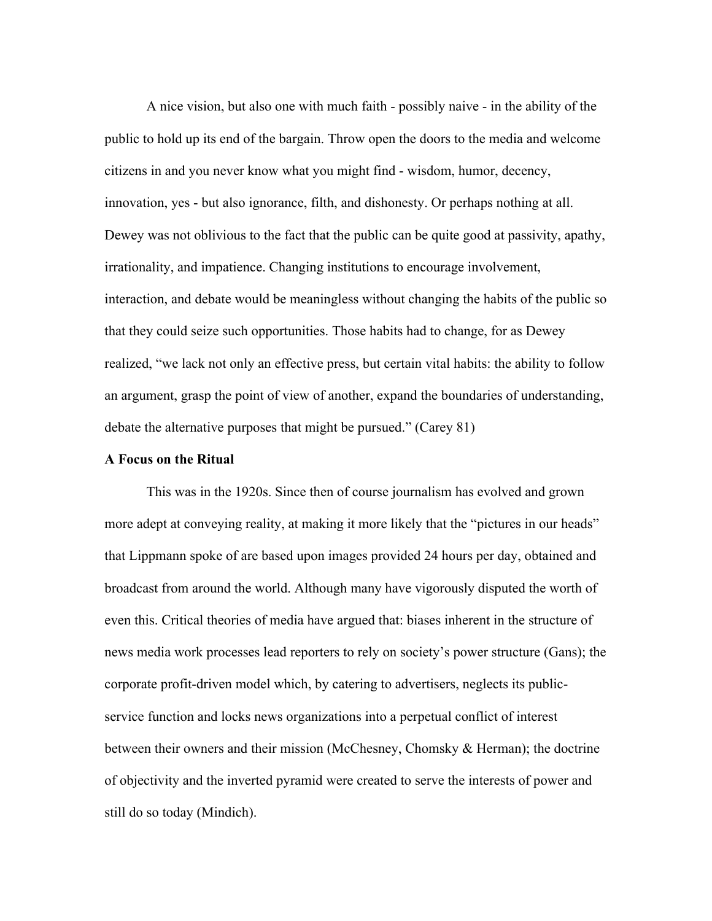A nice vision, but also one with much faith - possibly naive - in the ability of the public to hold up its end of the bargain. Throw open the doors to the media and welcome citizens in and you never know what you might find - wisdom, humor, decency, innovation, yes - but also ignorance, filth, and dishonesty. Or perhaps nothing at all. Dewey was not oblivious to the fact that the public can be quite good at passivity, apathy, irrationality, and impatience. Changing institutions to encourage involvement, interaction, and debate would be meaningless without changing the habits of the public so that they could seize such opportunities. Those habits had to change, for as Dewey realized, "we lack not only an effective press, but certain vital habits: the ability to follow an argument, grasp the point of view of another, expand the boundaries of understanding, debate the alternative purposes that might be pursued." (Carey 81)

**A Focus on the Ritual**

This was in the 1920s. Since then of course journalism has evolved and grown more adept at conveying reality, at making it more likely that the "pictures in our heads" that Lippmann spoke of are based upon images provided 24 hours per day, obtained and broadcast from around the world. Although many have vigorously disputed the worth of even this. Critical theories of media have argued that: biases inherent in the structure of news media work processes lead reporters to rely on society's power structure (Gans); the corporate profit-driven model which, by catering to advertisers, neglects its public-service function and locks news organizations into a perpetual conflict of interest between their owners and their mission (McChesney, Chomsky & Herman); the doctrine of objectivity and the inverted pyramid were created to serve the interests of power and still do so today (Mindich).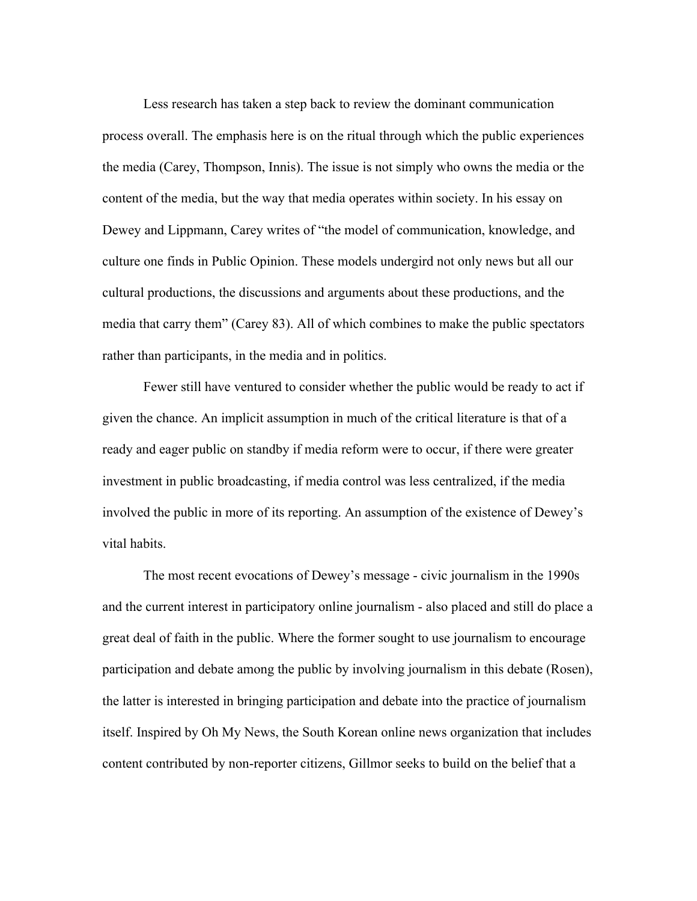Less research has taken a step back to review the dominant communication process overall. The emphasis here is on the ritual through which the public experiences the media (Carey, Thompson, Innis). The issue is not simply who owns the media or the content of the media, but the way that media operates within society. In his essay on Dewey and Lippmann, Carey writes of "the model of communication, knowledge, and culture one finds in Public Opinion. These models undergird not only news but all our cultural productions, the discussions and arguments about these productions, and the media that carry them" (Carey 83). All of which combines to make the public spectators rather than participants, in the media and in politics.

Fewer still have ventured to consider whether the public would be ready to act if given the chance. An implicit assumption in much of the critical literature is that of a ready and eager public on standby if media reform were to occur, if there were greater investment in public broadcasting, if media control was less centralized, if the media involved the public in more of its reporting. An assumption of the existence of Dewey's vital habits.

The most recent evocations of Dewey's message - civic journalism in the 1990s and the current interest in participatory online journalism - also placed and still do place a great deal of faith in the public. Where the former sought to use journalism to encourage participation and debate among the public by involving journalism in this debate (Rosen), the latter is interested in bringing participation and debate into the practice of journalism itself. Inspired by Oh My News, the South Korean online news organization that includes content contributed by non-reporter citizens, Gillmor seeks to build on the belief that a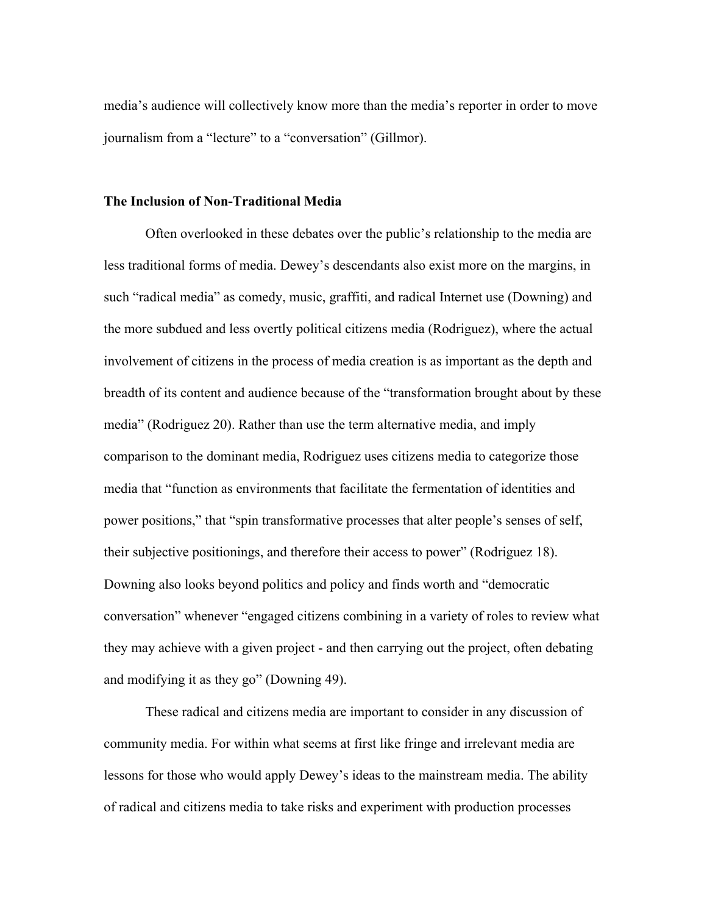media's audience will collectively know more than the media's reporter in order to move journalism from a "lecture" to a "conversation" (Gillmor).

**The Inclusion of Non-Traditional Media**

Often overlooked in these debates over the public's relationship to the media are less traditional forms of media. Dewey's descendants also exist more on the margins, in such "radical media" as comedy, music, graffiti, and radical Internet use (Downing) and the more subdued and less overtly political citizens media (Rodriguez), where the actual involvement of citizens in the process of media creation is as important as the depth and breadth of its content and audience because of the "transformation brought about by these media" (Rodriguez 20). Rather than use the term alternative media, and imply comparison to the dominant media, Rodriguez uses citizens media to categorize those media that "function as environments that facilitate the fermentation of identities and power positions," that "spin transformative processes that alter people's senses of self, their subjective positionings, and therefore their access to power" (Rodriguez 18). Downing also looks beyond politics and policy and finds worth and "democratic conversation" whenever "engaged citizens combining in a variety of roles to review what they may achieve with a given project - and then carrying out the project, often debating and modifying it as they go" (Downing 49).

These radical and citizens media are important to consider in any discussion of community media. For within what seems at first like fringe and irrelevant media are lessons for those who would apply Dewey's ideas to the mainstream media. The ability of radical and citizens media to take risks and experiment with production processes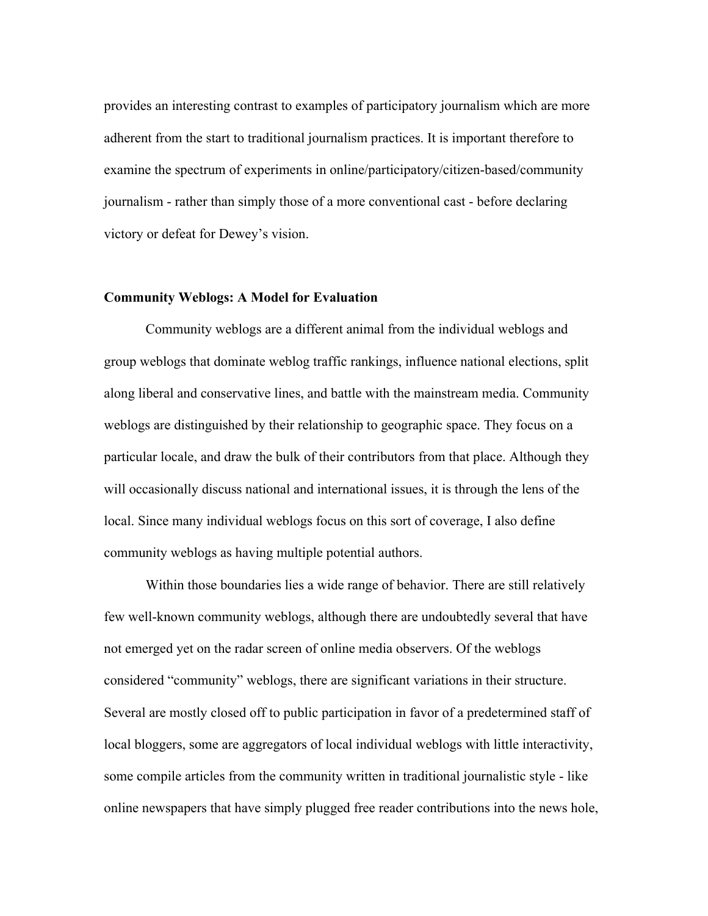provides an interesting contrast to examples of participatory journalism which are more adherent from the start to traditional journalism practices. It is important therefore to examine the spectrum of experiments in online/participatory/citizen-based/community journalism - rather than simply those of a more conventional cast - before declaring victory or defeat for Dewey's vision.

**Community Weblogs: A Model for Evaluation**

Community weblogs are a different animal from the individual weblogs and group weblogs that dominate weblog traffic rankings, influence national elections, split along liberal and conservative lines, and battle with the mainstream media. Community weblogs are distinguished by their relationship to geographic space. They focus on a particular locale, and draw the bulk of their contributors from that place. Although they will occasionally discuss national and international issues, it is through the lens of the local. Since many individual weblogs focus on this sort of coverage, I also define community weblogs as having multiple potential authors.

Within those boundaries lies a wide range of behavior. There are still relatively few well-known community weblogs, although there are undoubtedly several that have not emerged yet on the radar screen of online media observers. Of the weblogs considered "community" weblogs, there are significant variations in their structure. Several are mostly closed off to public participation in favor of a predetermined staff of local bloggers, some are aggregators of local individual weblogs with little interactivity, some compile articles from the community written in traditional journalistic style - like online newspapers that have simply plugged free reader contributions into the news hole,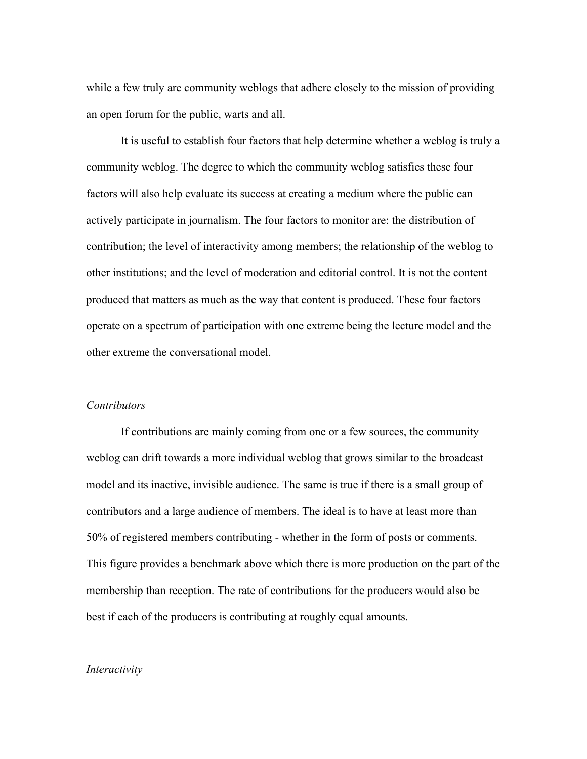while a few truly are community weblogs that adhere closely to the mission of providing an open forum for the public, warts and all.

It is useful to establish four factors that help determine whether a weblog is truly a community weblog. The degree to which the community weblog satisfies these four factors will also help evaluate its success at creating a medium where the public can actively participate in journalism. The four factors to monitor are: the distribution of contribution; the level of interactivity among members; the relationship of the weblog to other institutions; and the level of moderation and editorial control. It is not the content produced that matters as much as the way that content is produced. These four factors operate on a spectrum of participation with one extreme being the lecture model and the other extreme the conversational model.

*Contributors*

If contributions are mainly coming from one or a few sources, the community weblog can drift towards a more individual weblog that grows similar to the broadcast model and its inactive, invisible audience. The same is true if there is a small group of contributors and a large audience of members. The ideal is to have at least more than 50% of registered members contributing - whether in the form of posts or comments. This figure provides a benchmark above which there is more production on the part of the membership than reception. The rate of contributions for the producers would also be best if each of the producers is contributing at roughly equal amounts.

*Interactivity*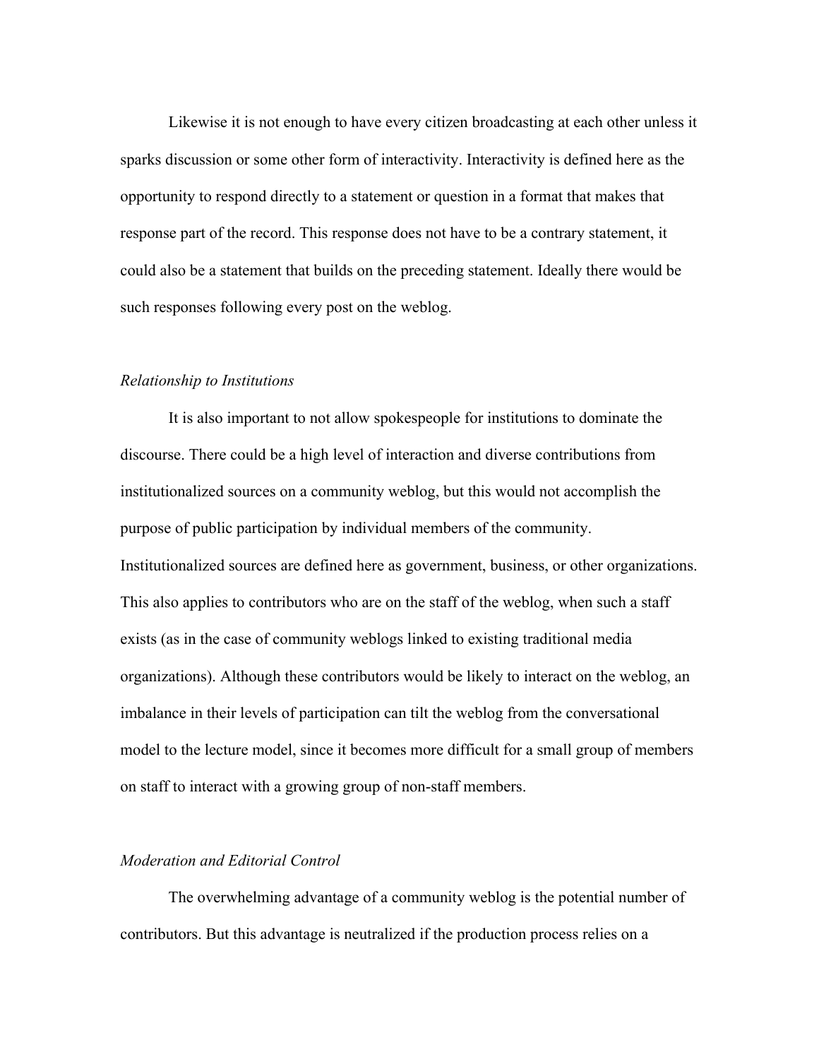Likewise it is not enough to have every citizen broadcasting at each other unless it sparks discussion or some other form of interactivity. Interactivity is defined here as the opportunity to respond directly to a statement or question in a format that makes that response part of the record. This response does not have to be a contrary statement, it could also be a statement that builds on the preceding statement. Ideally there would be such responses following every post on the weblog.

*Relationship to Institutions*

It is also important to not allow spokespeople for institutions to dominate the discourse. There could be a high level of interaction and diverse contributions from institutionalized sources on a community weblog, but this would not accomplish the purpose of public participation by individual members of the community. Institutionalized sources are defined here as government, business, or other organizations. This also applies to contributors who are on the staff of the weblog, when such a staff exists (as in the case of community weblogs linked to existing traditional media organizations). Although these contributors would be likely to interact on the weblog, an imbalance in their levels of participation can tilt the weblog from the conversational model to the lecture model, since it becomes more difficult for a small group of members on staff to interact with a growing group of non-staff members.

*Moderation and Editorial Control*

The overwhelming advantage of a community weblog is the potential number of contributors. But this advantage is neutralized if the production process relies on a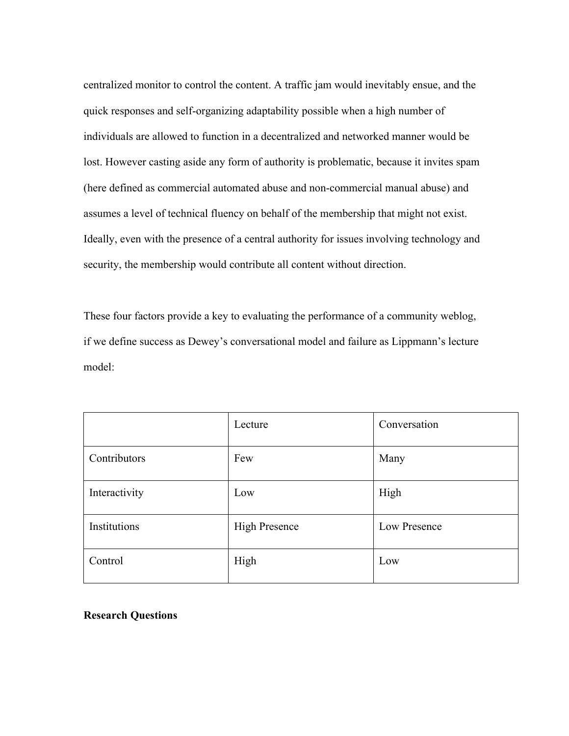centralized monitor to control the content. A traffic jam would inevitably ensue, and the quick responses and self-organizing adaptability possible when a high number of individuals are allowed to function in a decentralized and networked manner would be lost. However casting aside any form of authority is problematic, because it invites spam (here defined as commercial automated abuse and non-commercial manual abuse) and assumes a level of technical fluency on behalf of the membership that might not exist. Ideally, even with the presence of a central authority for issues involving technology and security, the membership would contribute all content without direction.

These four factors provide a key to evaluating the performance of a community weblog, if we define success as Dewey's conversational model and failure as Lippmann's lecture model:

| | Lecture | Conversation |
|---|---|---|
| Contributors | Few | Many |
| Interactivity | Low | High |
| Institutions | High Presence | Low Presence |
| Control | High | Low |

**Research Questions**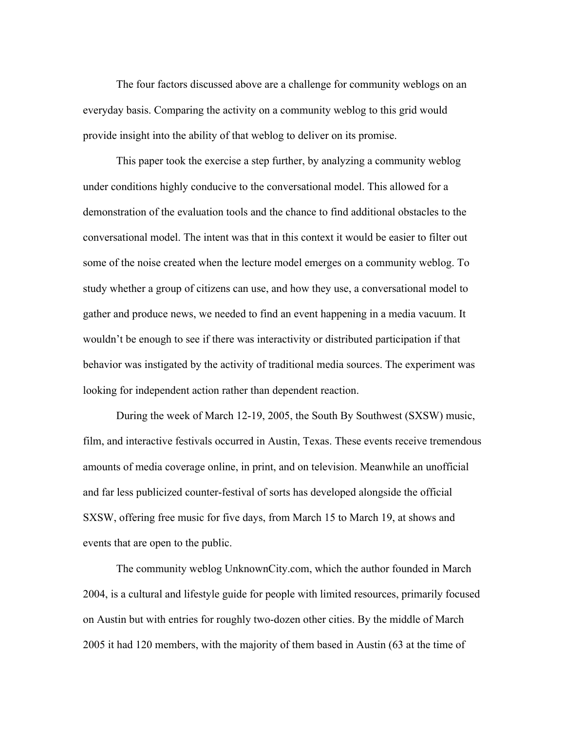The four factors discussed above are a challenge for community weblogs on an everyday basis. Comparing the activity on a community weblog to this grid would provide insight into the ability of that weblog to deliver on its promise.

This paper took the exercise a step further, by analyzing a community weblog under conditions highly conducive to the conversational model. This allowed for a demonstration of the evaluation tools and the chance to find additional obstacles to the conversational model. The intent was that in this context it would be easier to filter out some of the noise created when the lecture model emerges on a community weblog. To study whether a group of citizens can use, and how they use, a conversational model to gather and produce news, we needed to find an event happening in a media vacuum. It wouldn't be enough to see if there was interactivity or distributed participation if that behavior was instigated by the activity of traditional media sources. The experiment was looking for independent action rather than dependent reaction.

During the week of March 12-19, 2005, the South By Southwest (SXSW) music, film, and interactive festivals occurred in Austin, Texas. These events receive tremendous amounts of media coverage online, in print, and on television. Meanwhile an unofficial and far less publicized counter-festival of sorts has developed alongside the official SXSW, offering free music for five days, from March 15 to March 19, at shows and events that are open to the public.

The community weblog UnknownCity.com, which the author founded in March 2004, is a cultural and lifestyle guide for people with limited resources, primarily focused on Austin but with entries for roughly two-dozen other cities. By the middle of March 2005 it had 120 members, with the majority of them based in Austin (63 at the time of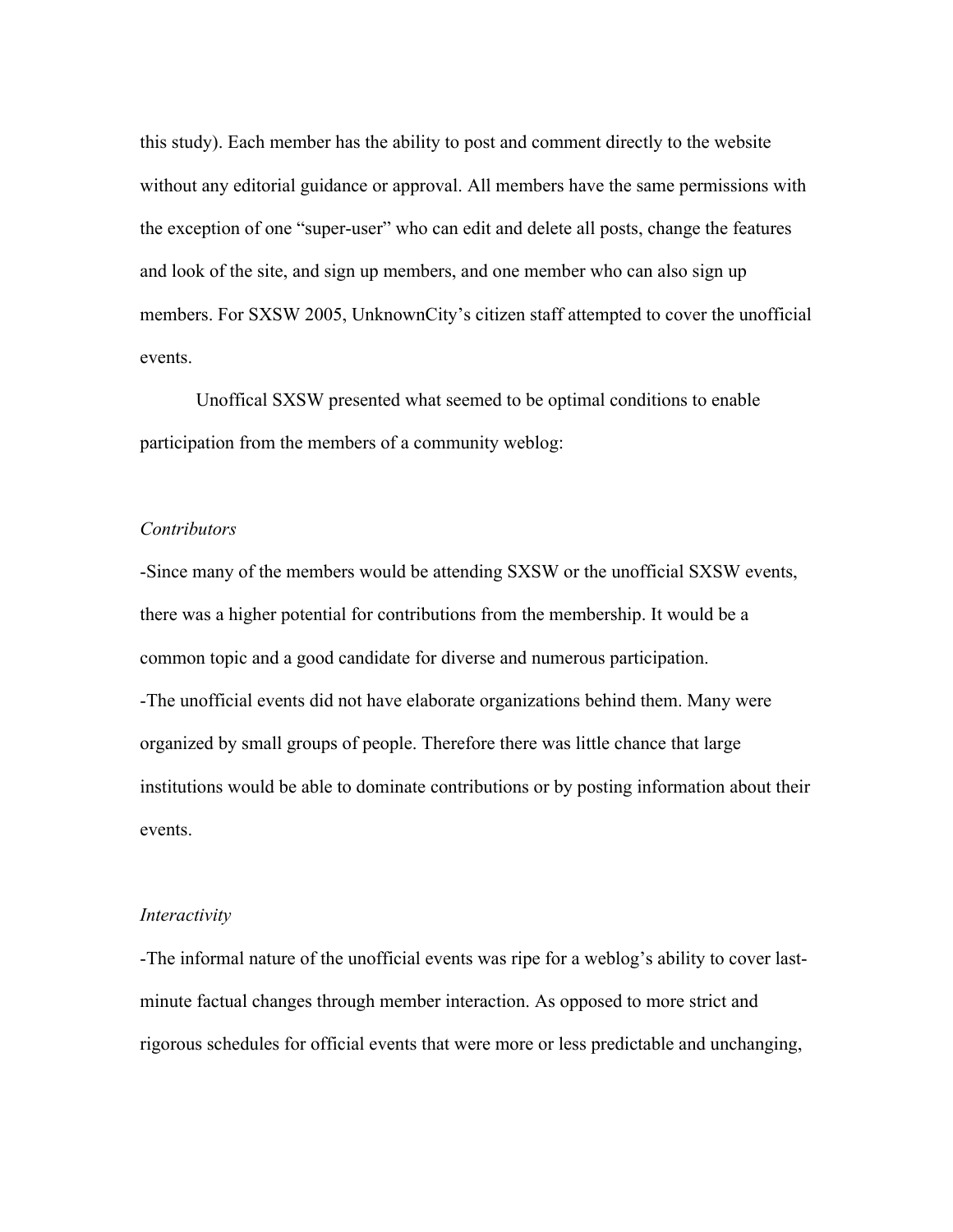this study). Each member has the ability to post and comment directly to the website without any editorial guidance or approval. All members have the same permissions with the exception of one "super-user" who can edit and delete all posts, change the features and look of the site, and sign up members, and one member who can also sign up members. For SXSW 2005, UnknownCity's citizen staff attempted to cover the unofficial events.

Unoffical SXSW presented what seemed to be optimal conditions to enable participation from the members of a community weblog:

*Contributors*

-Since many of the members would be attending SXSW or the unofficial SXSW events, there was a higher potential for contributions from the membership. It would be a common topic and a good candidate for diverse and numerous participation.
-The unofficial events did not have elaborate organizations behind them. Many were organized by small groups of people. Therefore there was little chance that large institutions would be able to dominate contributions or by posting information about their events.

*Interactivity*

-The informal nature of the unofficial events was ripe for a weblog's ability to cover last-minute factual changes through member interaction. As opposed to more strict and rigorous schedules for official events that were more or less predictable and unchanging,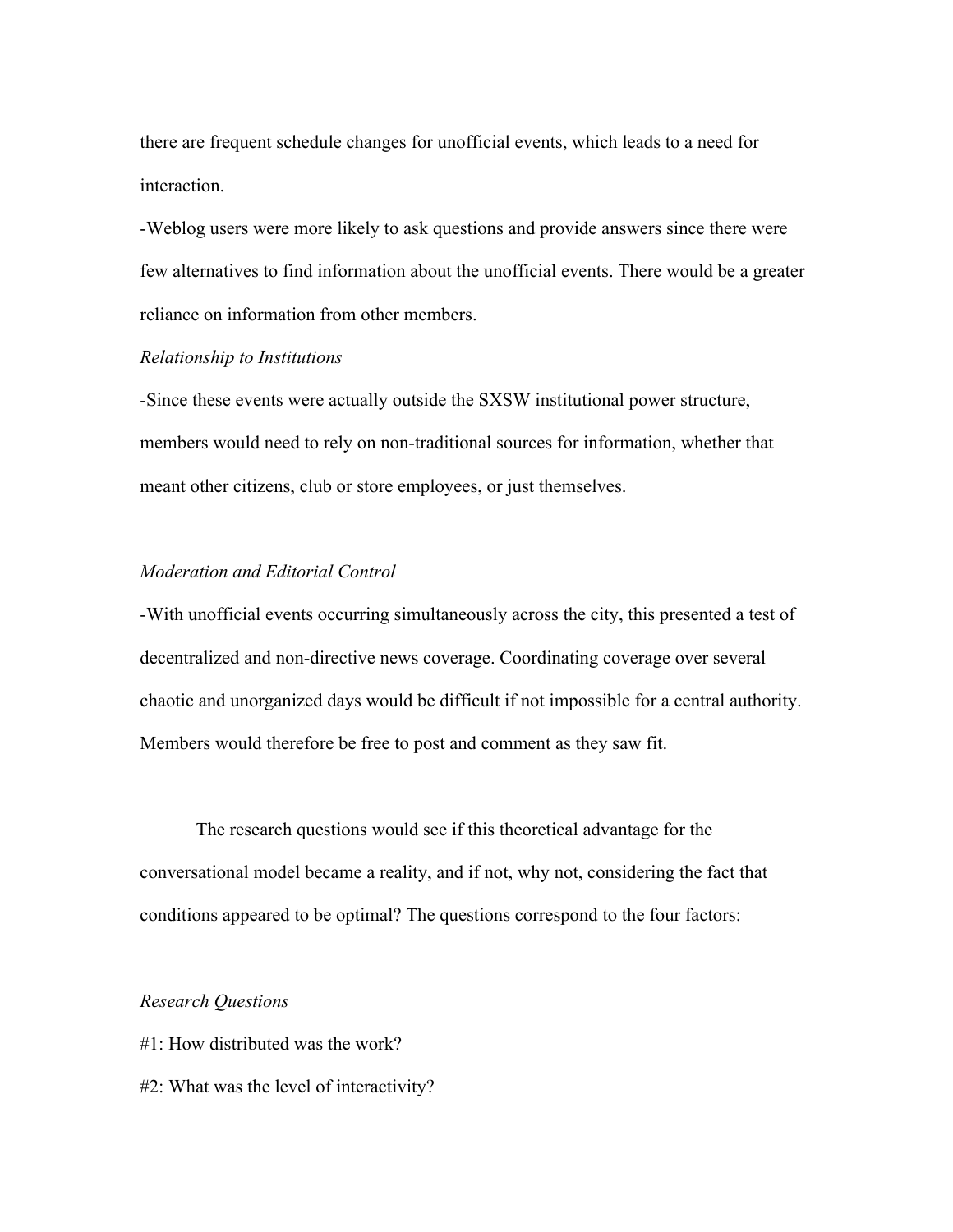there are frequent schedule changes for unofficial events, which leads to a need for interaction.

-Weblog users were more likely to ask questions and provide answers since there were few alternatives to find information about the unofficial events. There would be a greater reliance on information from other members.

*Relationship to Institutions*

-Since these events were actually outside the SXSW institutional power structure, members would need to rely on non-traditional sources for information, whether that meant other citizens, club or store employees, or just themselves.

*Moderation and Editorial Control*

-With unofficial events occurring simultaneously across the city, this presented a test of decentralized and non-directive news coverage. Coordinating coverage over several chaotic and unorganized days would be difficult if not impossible for a central authority. Members would therefore be free to post and comment as they saw fit.

The research questions would see if this theoretical advantage for the conversational model became a reality, and if not, why not, considering the fact that conditions appeared to be optimal? The questions correspond to the four factors:

*Research Questions*

#1: How distributed was the work?

#2: What was the level of interactivity?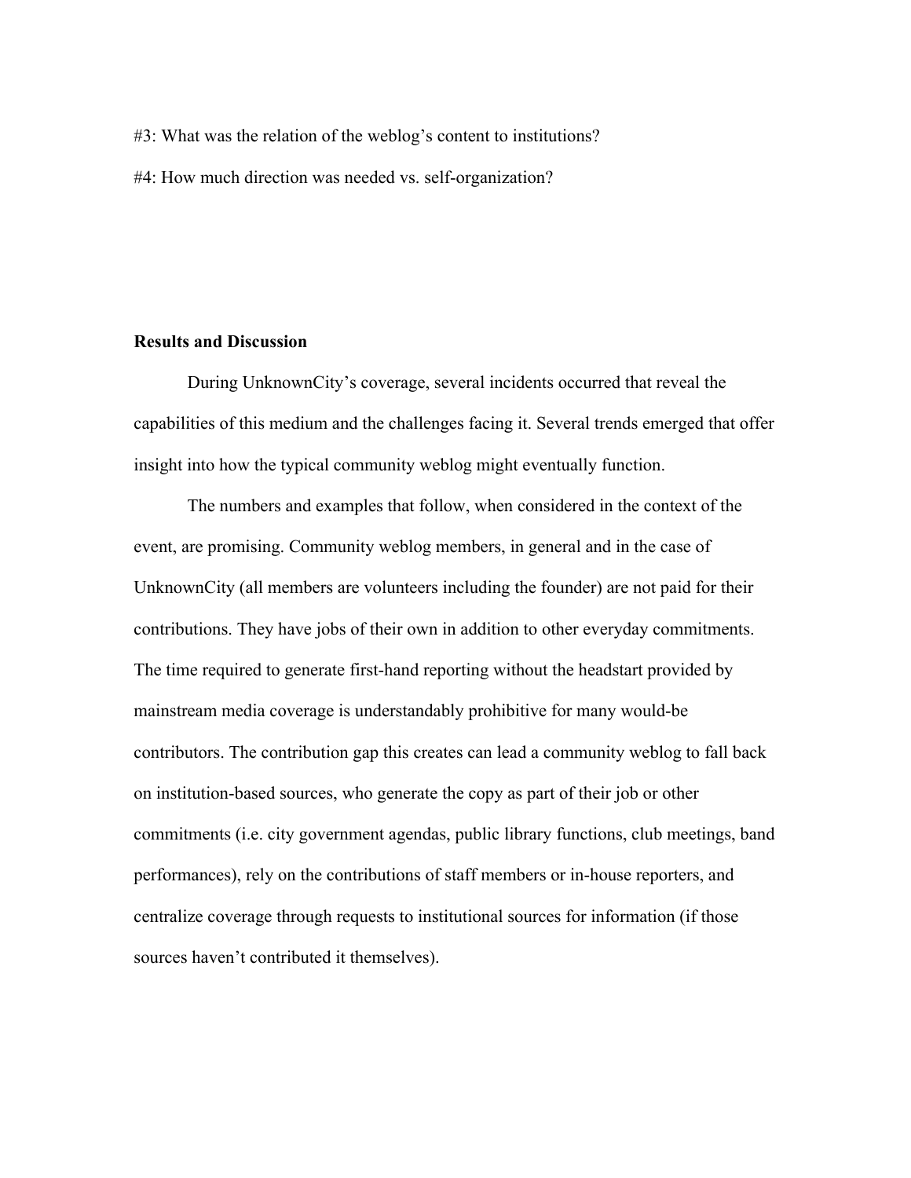#3: What was the relation of the weblog's content to institutions?

#4: How much direction was needed vs. self-organization?

**Results and Discussion**

During UnknownCity's coverage, several incidents occurred that reveal the capabilities of this medium and the challenges facing it. Several trends emerged that offer insight into how the typical community weblog might eventually function.

The numbers and examples that follow, when considered in the context of the event, are promising. Community weblog members, in general and in the case of UnknownCity (all members are volunteers including the founder) are not paid for their contributions. They have jobs of their own in addition to other everyday commitments. The time required to generate first-hand reporting without the headstart provided by mainstream media coverage is understandably prohibitive for many would-be contributors. The contribution gap this creates can lead a community weblog to fall back on institution-based sources, who generate the copy as part of their job or other commitments (i.e. city government agendas, public library functions, club meetings, band performances), rely on the contributions of staff members or in-house reporters, and centralize coverage through requests to institutional sources for information (if those sources haven't contributed it themselves).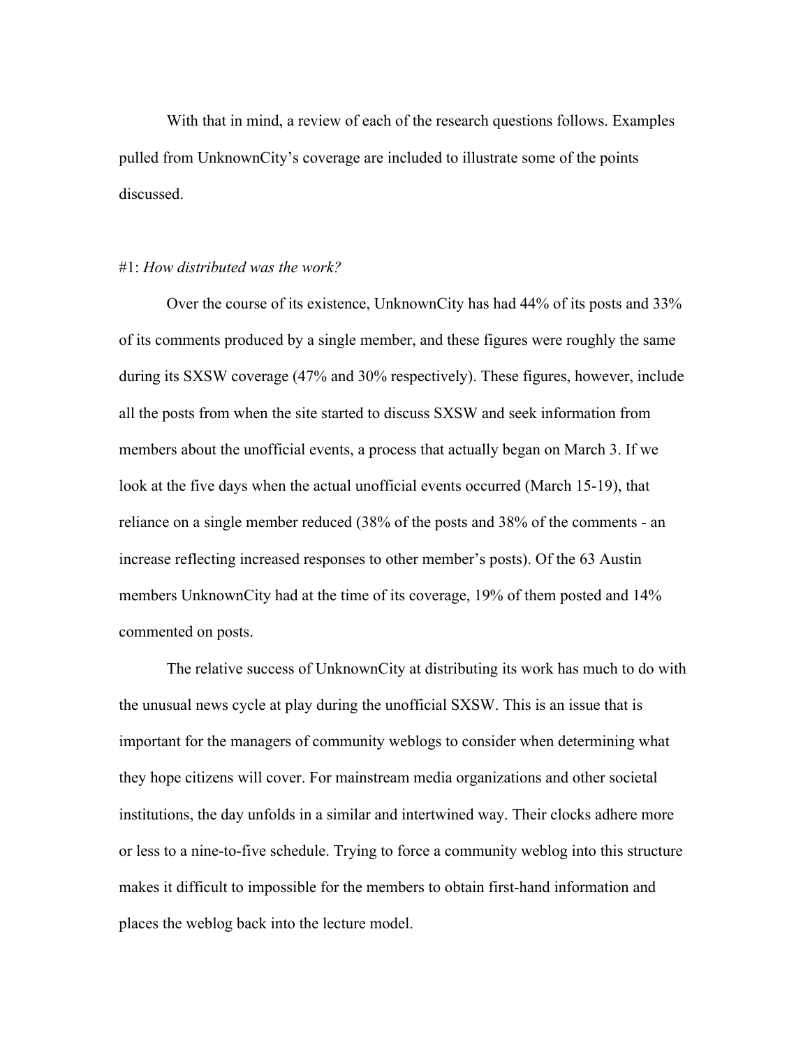With that in mind, a review of each of the research questions follows. Examples pulled from UnknownCity's coverage are included to illustrate some of the points discussed.

#1: *How distributed was the work?*

Over the course of its existence, UnknownCity has had 44% of its posts and 33% of its comments produced by a single member, and these figures were roughly the same during its SXSW coverage (47% and 30% respectively). These figures, however, include all the posts from when the site started to discuss SXSW and seek information from members about the unofficial events, a process that actually began on March 3. If we look at the five days when the actual unofficial events occurred (March 15-19), that reliance on a single member reduced (38% of the posts and 38% of the comments - an increase reflecting increased responses to other member's posts). Of the 63 Austin members UnknownCity had at the time of its coverage, 19% of them posted and 14% commented on posts.

The relative success of UnknownCity at distributing its work has much to do with the unusual news cycle at play during the unofficial SXSW. This is an issue that is important for the managers of community weblogs to consider when determining what they hope citizens will cover. For mainstream media organizations and other societal institutions, the day unfolds in a similar and intertwined way. Their clocks adhere more or less to a nine-to-five schedule. Trying to force a community weblog into this structure makes it difficult to impossible for the members to obtain first-hand information and places the weblog back into the lecture model.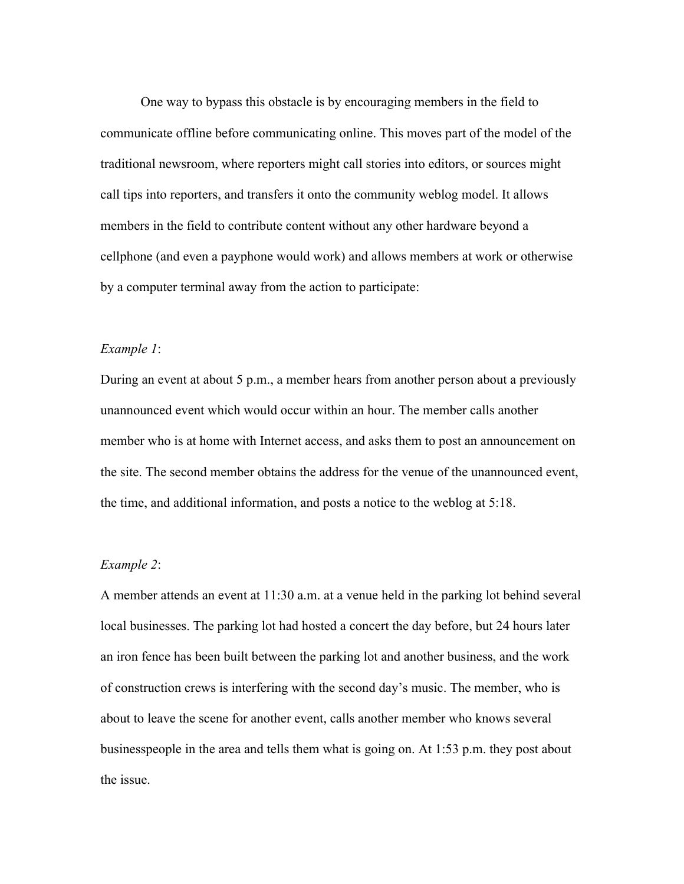One way to bypass this obstacle is by encouraging members in the field to communicate offline before communicating online. This moves part of the model of the traditional newsroom, where reporters might call stories into editors, or sources might call tips into reporters, and transfers it onto the community weblog model. It allows members in the field to contribute content without any other hardware beyond a cellphone (and even a payphone would work) and allows members at work or otherwise by a computer terminal away from the action to participate:

*Example 1*:

During an event at about 5 p.m., a member hears from another person about a previously unannounced event which would occur within an hour. The member calls another member who is at home with Internet access, and asks them to post an announcement on the site. The second member obtains the address for the venue of the unannounced event, the time, and additional information, and posts a notice to the weblog at 5:18.

*Example 2*:

A member attends an event at 11:30 a.m. at a venue held in the parking lot behind several local businesses. The parking lot had hosted a concert the day before, but 24 hours later an iron fence has been built between the parking lot and another business, and the work of construction crews is interfering with the second day's music. The member, who is about to leave the scene for another event, calls another member who knows several businesspeople in the area and tells them what is going on. At 1:53 p.m. they post about the issue.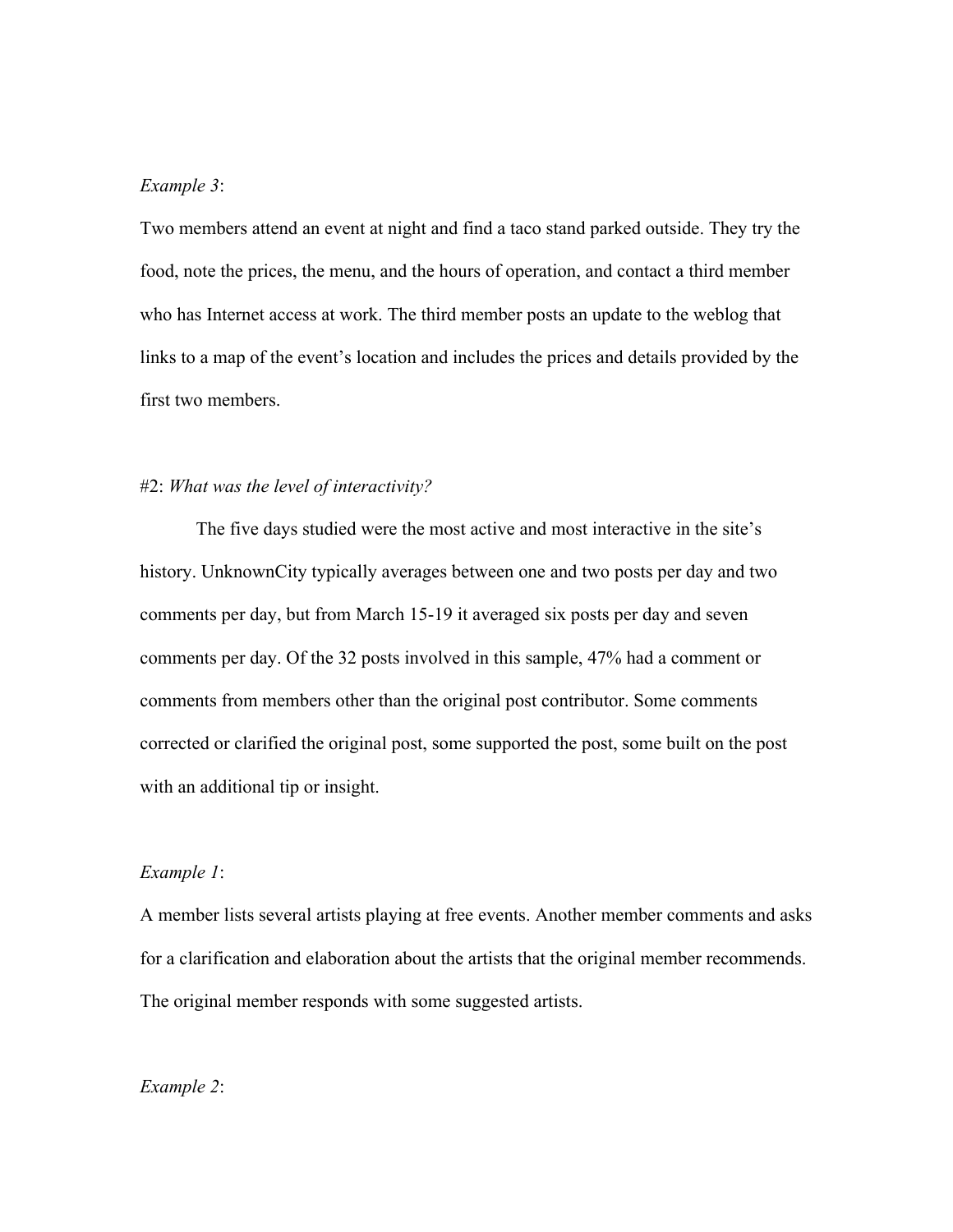*Example 3*:

Two members attend an event at night and find a taco stand parked outside. They try the food, note the prices, the menu, and the hours of operation, and contact a third member who has Internet access at work. The third member posts an update to the weblog that links to a map of the event's location and includes the prices and details provided by the first two members.

#2: *What was the level of interactivity?*

The five days studied were the most active and most interactive in the site's history. UnknownCity typically averages between one and two posts per day and two comments per day, but from March 15-19 it averaged six posts per day and seven comments per day. Of the 32 posts involved in this sample, 47% had a comment or comments from members other than the original post contributor. Some comments corrected or clarified the original post, some supported the post, some built on the post with an additional tip or insight.

*Example 1*:

A member lists several artists playing at free events. Another member comments and asks for a clarification and elaboration about the artists that the original member recommends. The original member responds with some suggested artists.

*Example 2*: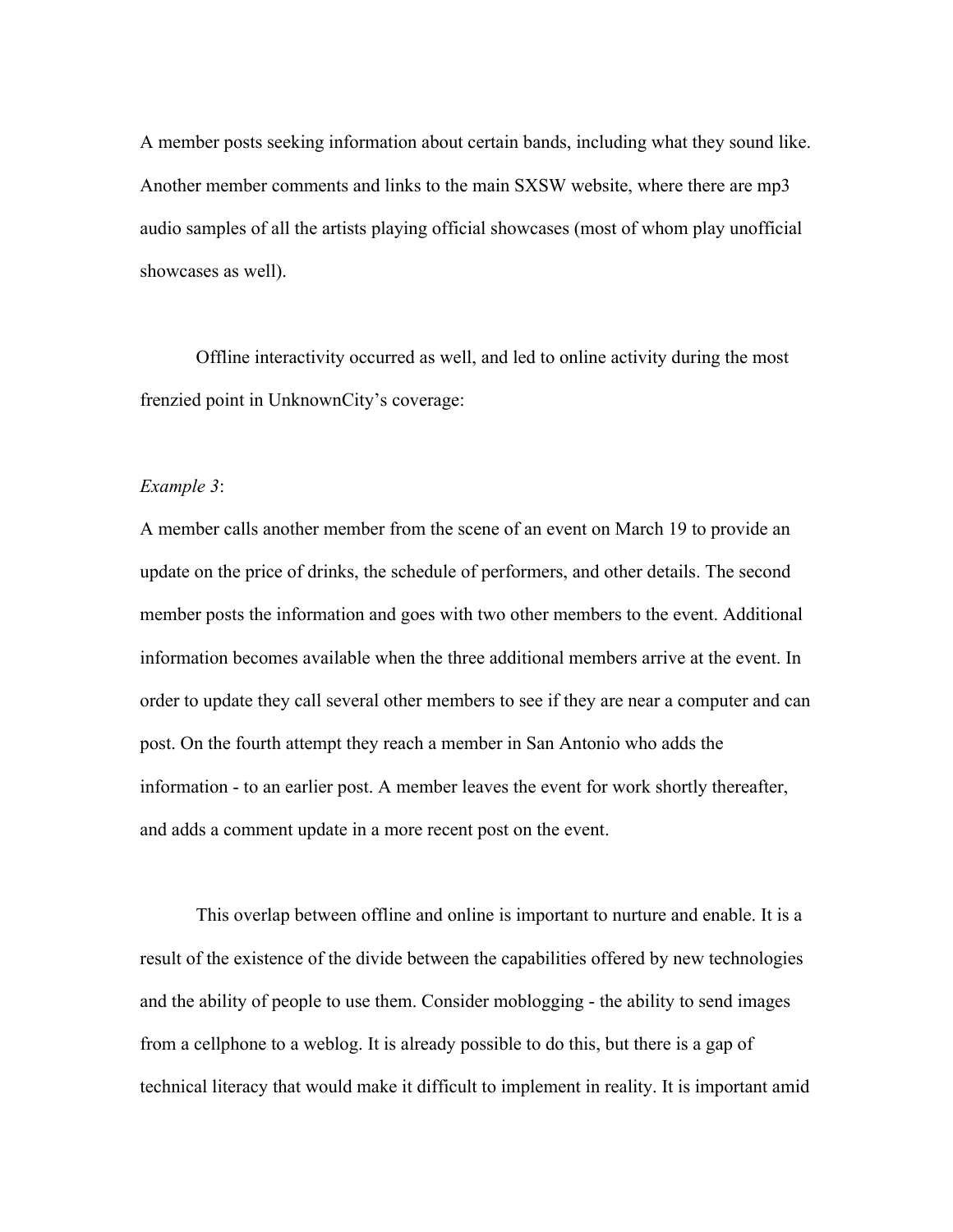A member posts seeking information about certain bands, including what they sound like. Another member comments and links to the main SXSW website, where there are mp3 audio samples of all the artists playing official showcases (most of whom play unofficial showcases as well).

Offline interactivity occurred as well, and led to online activity during the most frenzied point in UnknownCity's coverage:

*Example 3*:

A member calls another member from the scene of an event on March 19 to provide an update on the price of drinks, the schedule of performers, and other details. The second member posts the information and goes with two other members to the event. Additional information becomes available when the three additional members arrive at the event. In order to update they call several other members to see if they are near a computer and can post. On the fourth attempt they reach a member in San Antonio who adds the information - to an earlier post. A member leaves the event for work shortly thereafter, and adds a comment update in a more recent post on the event.

This overlap between offline and online is important to nurture and enable. It is a result of the existence of the divide between the capabilities offered by new technologies and the ability of people to use them. Consider moblogging - the ability to send images from a cellphone to a weblog. It is already possible to do this, but there is a gap of technical literacy that would make it difficult to implement in reality. It is important amid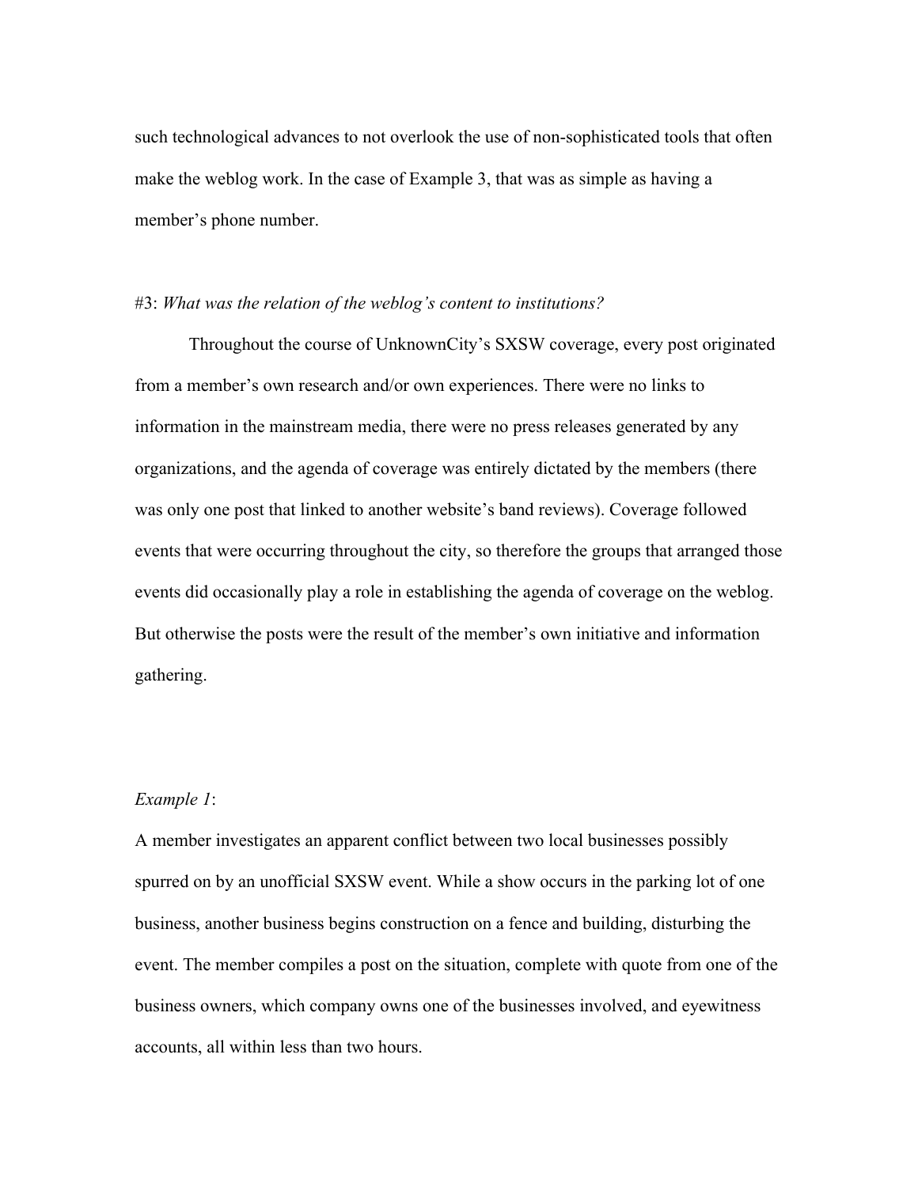such technological advances to not overlook the use of non-sophisticated tools that often make the weblog work. In the case of Example 3, that was as simple as having a member's phone number.

#3: *What was the relation of the weblog's content to institutions?*

Throughout the course of UnknownCity's SXSW coverage, every post originated from a member's own research and/or own experiences. There were no links to information in the mainstream media, there were no press releases generated by any organizations, and the agenda of coverage was entirely dictated by the members (there was only one post that linked to another website's band reviews). Coverage followed events that were occurring throughout the city, so therefore the groups that arranged those events did occasionally play a role in establishing the agenda of coverage on the weblog. But otherwise the posts were the result of the member's own initiative and information gathering.

*Example 1*:

A member investigates an apparent conflict between two local businesses possibly spurred on by an unofficial SXSW event. While a show occurs in the parking lot of one business, another business begins construction on a fence and building, disturbing the event. The member compiles a post on the situation, complete with quote from one of the business owners, which company owns one of the businesses involved, and eyewitness accounts, all within less than two hours.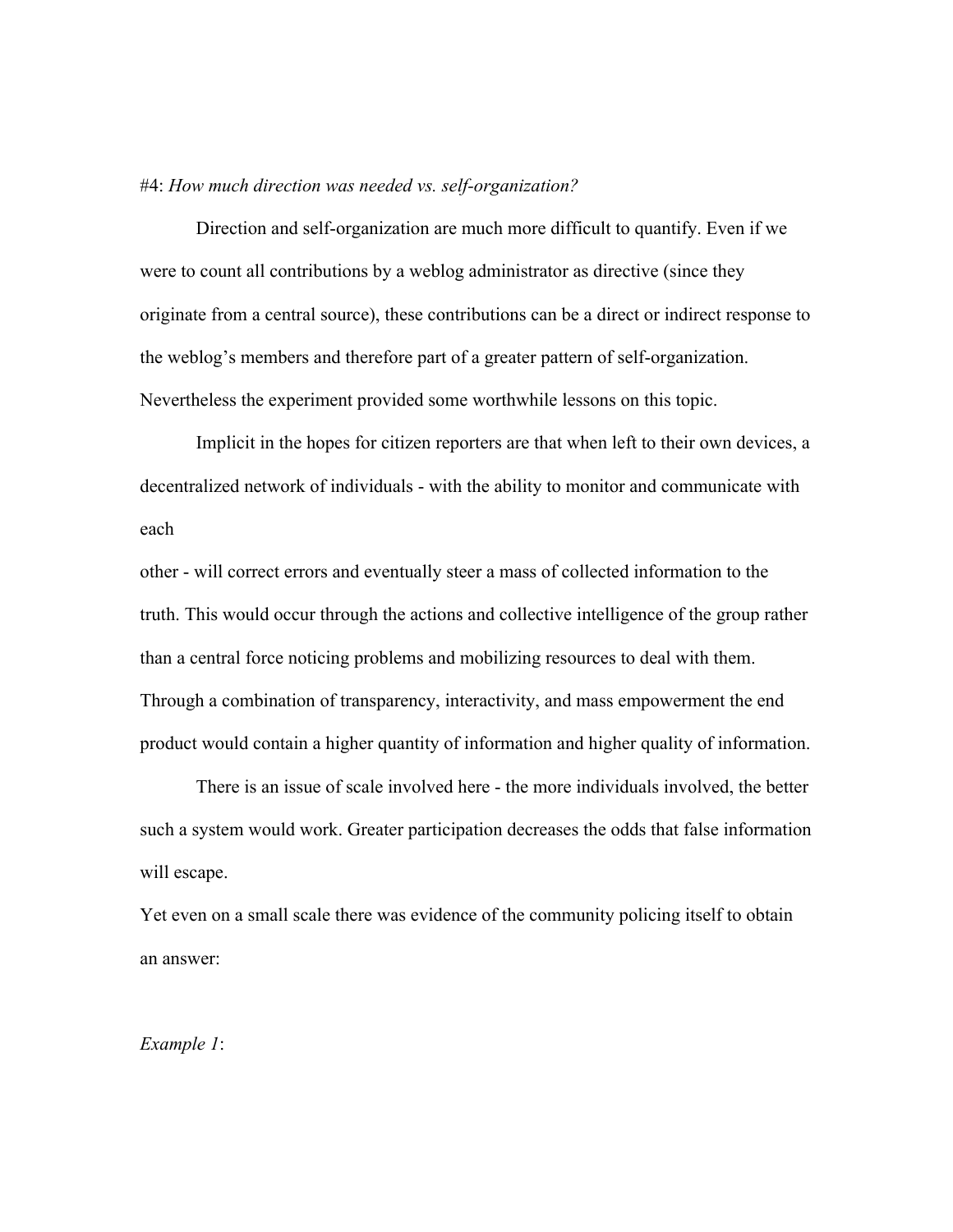#4: *How much direction was needed vs. self-organization?*

Direction and self-organization are much more difficult to quantify. Even if we were to count all contributions by a weblog administrator as directive (since they originate from a central source), these contributions can be a direct or indirect response to the weblog's members and therefore part of a greater pattern of self-organization. Nevertheless the experiment provided some worthwhile lessons on this topic.

Implicit in the hopes for citizen reporters are that when left to their own devices, a decentralized network of individuals - with the ability to monitor and communicate with each other - will correct errors and eventually steer a mass of collected information to the truth. This would occur through the actions and collective intelligence of the group rather than a central force noticing problems and mobilizing resources to deal with them. Through a combination of transparency, interactivity, and mass empowerment the end product would contain a higher quantity of information and higher quality of information.

There is an issue of scale involved here - the more individuals involved, the better such a system would work. Greater participation decreases the odds that false information will escape.

Yet even on a small scale there was evidence of the community policing itself to obtain an answer:

*Example 1*: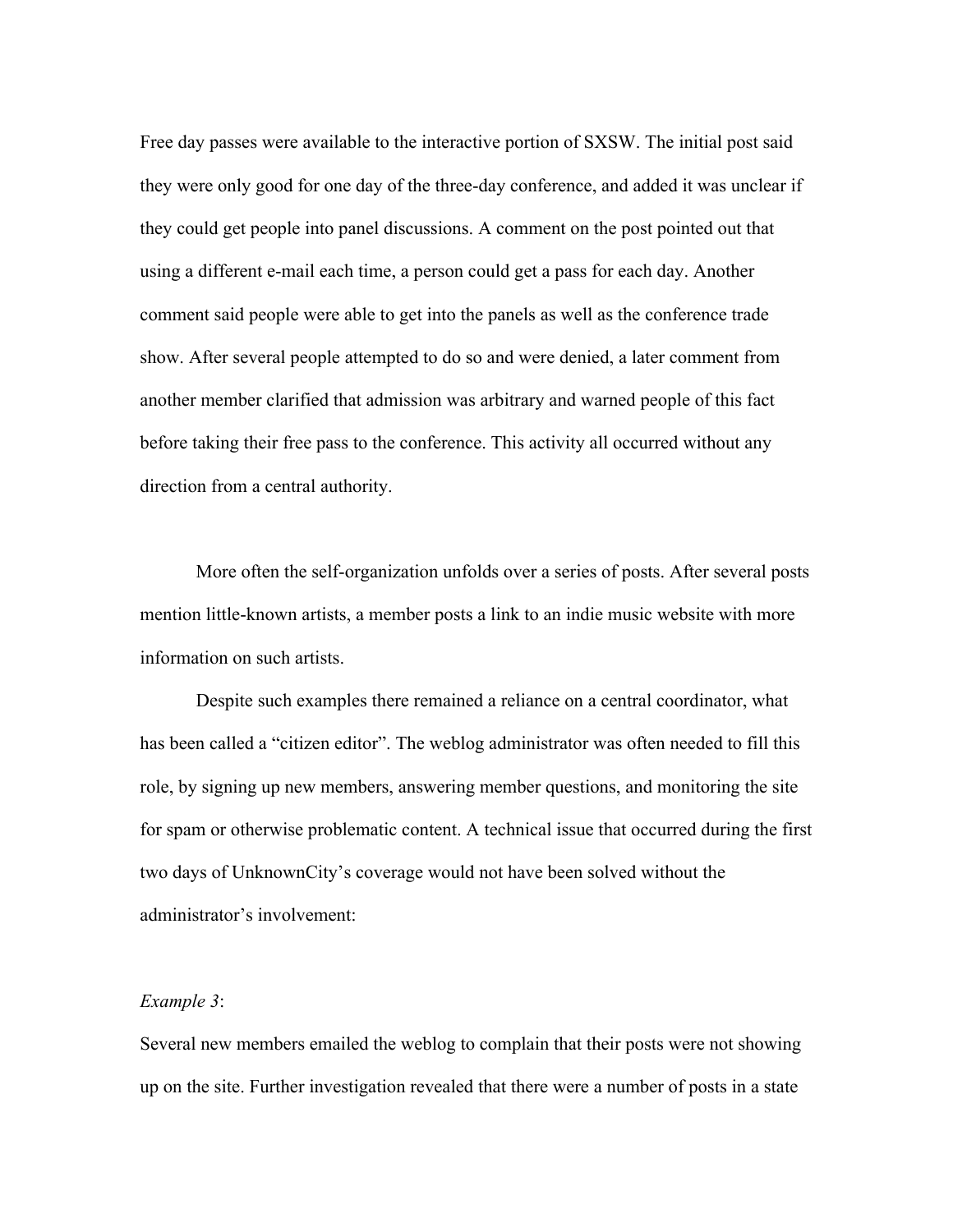Free day passes were available to the interactive portion of SXSW. The initial post said they were only good for one day of the three-day conference, and added it was unclear if they could get people into panel discussions. A comment on the post pointed out that using a different e-mail each time, a person could get a pass for each day. Another comment said people were able to get into the panels as well as the conference trade show. After several people attempted to do so and were denied, a later comment from another member clarified that admission was arbitrary and warned people of this fact before taking their free pass to the conference. This activity all occurred without any direction from a central authority.

More often the self-organization unfolds over a series of posts. After several posts mention little-known artists, a member posts a link to an indie music website with more information on such artists.

Despite such examples there remained a reliance on a central coordinator, what has been called a "citizen editor". The weblog administrator was often needed to fill this role, by signing up new members, answering member questions, and monitoring the site for spam or otherwise problematic content. A technical issue that occurred during the first two days of UnknownCity's coverage would not have been solved without the administrator's involvement:

*Example 3*:

Several new members emailed the weblog to complain that their posts were not showing up on the site. Further investigation revealed that there were a number of posts in a state